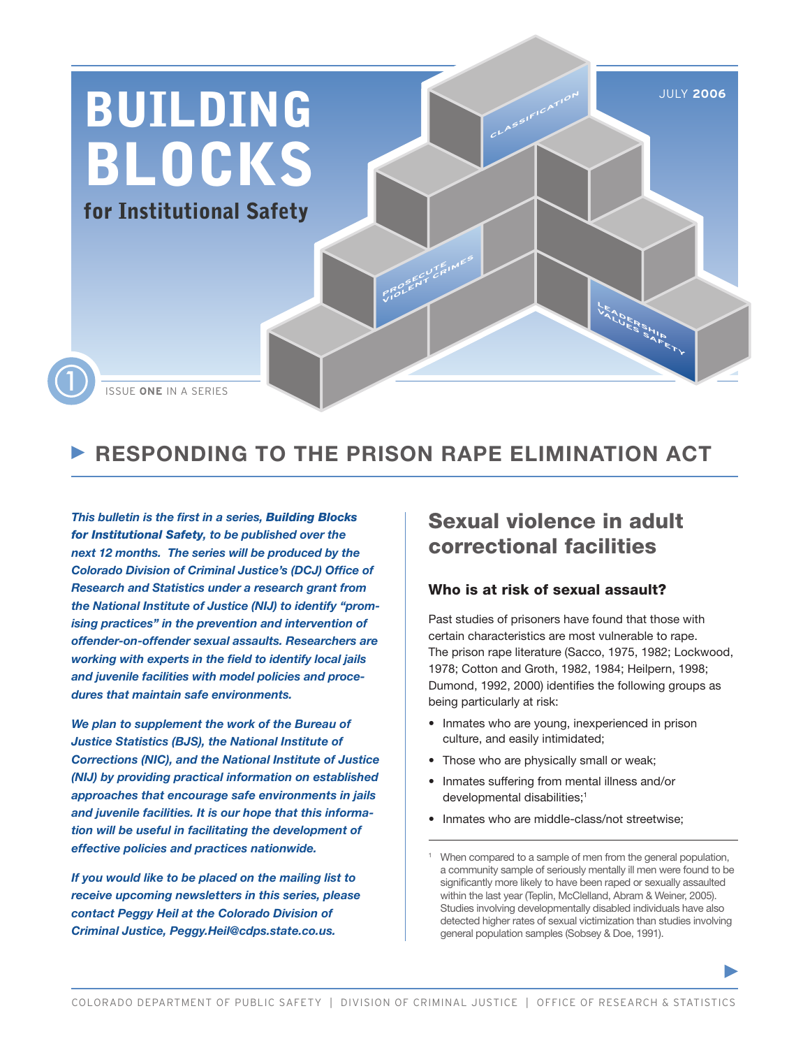# BUILDING BLOCKS

**for Institutional Safety**

JULY 2006

ISSUE **ONE** IN A SERIES

## RESPONDING TO THE PRISON RAPE ELIMINATION ACT

***This bulletin is the first in a series, Building Blocks for Institutional Safety, to be published over the next 12 months. The series will be produced by the Colorado Division of Criminal Justice's (DCJ) Office of Research and Statistics under a research grant from the National Institute of Justice (NIJ) to identify "promising practices" in the prevention and intervention of offender-on-offender sexual assaults. Researchers are working with experts in the field to identify local jails and juvenile facilities with model policies and procedures that maintain safe environments.***

***We plan to supplement the work of the Bureau of Justice Statistics (BJS), the National Institute of Corrections (NIC), and the National Institute of Justice (NIJ) by providing practical information on established approaches that encourage safe environments in jails and juvenile facilities. It is our hope that this information will be useful in facilitating the development of effective policies and practices nationwide.***

***If you would like to be placed on the mailing list to receive upcoming newsletters in this series, please contact Peggy Heil at the Colorado Division of Criminal Justice, Peggy.Heil@cdps.state.co.us.***

## Sexual violence in adult correctional facilities

### Who is at risk of sexual assault?

Past studies of prisoners have found that those with certain characteristics are most vulnerable to rape. The prison rape literature (Sacco, 1975, 1982; Lockwood, 1978; Cotton and Groth, 1982, 1984; Heilpern, 1998; Dumond, 1992, 2000) identifies the following groups as being particularly at risk:

- Inmates who are young, inexperienced in prison culture, and easily intimidated;
- Those who are physically small or weak;
- Inmates suffering from mental illness and/or developmental disabilities;[1]
- Inmates who are middle-class/not streetwise;

[1] When compared to a sample of men from the general population, a community sample of seriously mentally ill men were found to be significantly more likely to have been raped or sexually assaulted within the last year (Teplin, McClelland, Abram & Weiner, 2005). Studies involving developmentally disabled individuals have also detected higher rates of sexual victimization than studies involving general population samples (Sobsey & Doe, 1991).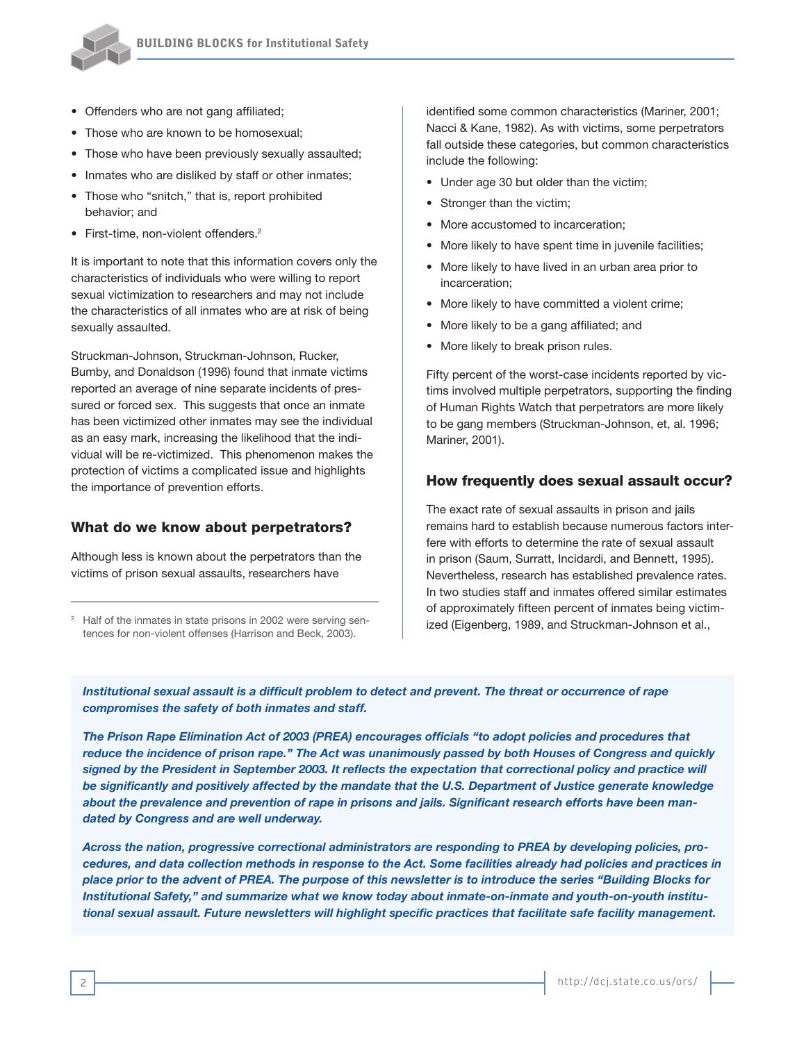- Offenders who are not gang affiliated;
- Those who are known to be homosexual;
- Those who have been previously sexually assaulted;
- Inmates who are disliked by staff or other inmates;
- Those who "snitch," that is, report prohibited behavior; and
- First-time, non-violent offenders.[2]

It is important to note that this information covers only the characteristics of individuals who were willing to report sexual victimization to researchers and may not include the characteristics of all inmates who are at risk of being sexually assaulted.

Struckman-Johnson, Struckman-Johnson, Rucker, Bumby, and Donaldson (1996) found that inmate victims reported an average of nine separate incidents of pressured or forced sex. This suggests that once an inmate has been victimized other inmates may see the individual as an easy mark, increasing the likelihood that the individual will be re-victimized. This phenomenon makes the protection of victims a complicated issue and highlights the importance of prevention efforts.

## What do we know about perpetrators?

Although less is known about the perpetrators than the victims of prison sexual assaults, researchers have identified some common characteristics (Mariner, 2001; Nacci & Kane, 1982). As with victims, some perpetrators fall outside these categories, but common characteristics include the following:

- Under age 30 but older than the victim;
- Stronger than the victim;
- More accustomed to incarceration;
- More likely to have spent time in juvenile facilities;
- More likely to have lived in an urban area prior to incarceration;
- More likely to have committed a violent crime;
- More likely to be a gang affiliated; and
- More likely to break prison rules.

Fifty percent of the worst-case incidents reported by victims involved multiple perpetrators, supporting the finding of Human Rights Watch that perpetrators are more likely to be gang members (Struckman-Johnson, et, al. 1996; Mariner, 2001).

## How frequently does sexual assault occur?

The exact rate of sexual assaults in prison and jails remains hard to establish because numerous factors interfere with efforts to determine the rate of sexual assault in prison (Saum, Surratt, Incidardi, and Bennett, 1995). Nevertheless, research has established prevalence rates. In two studies staff and inmates offered similar estimates of approximately fifteen percent of inmates being victimized (Eigenberg, 1989, and Struckman-Johnson et al.,

[2] Half of the inmates in state prisons in 2002 were serving sentences for non-violent offenses (Harrison and Beck, 2003).

***Institutional sexual assault is a difficult problem to detect and prevent. The threat or occurrence of rape compromises the safety of both inmates and staff.***

***The Prison Rape Elimination Act of 2003 (PREA) encourages officials "to adopt policies and procedures that reduce the incidence of prison rape." The Act was unanimously passed by both Houses of Congress and quickly signed by the President in September 2003. It reflects the expectation that correctional policy and practice will be significantly and positively affected by the mandate that the U.S. Department of Justice generate knowledge about the prevalence and prevention of rape in prisons and jails. Significant research efforts have been mandated by Congress and are well underway.***

***Across the nation, progressive correctional administrators are responding to PREA by developing policies, procedures, and data collection methods in response to the Act. Some facilities already had policies and practices in place prior to the advent of PREA. The purpose of this newsletter is to introduce the series "Building Blocks for Institutional Safety," and summarize what we know today about inmate-on-inmate and youth-on-youth institutional sexual assault. Future newsletters will highlight specific practices that facilitate safe facility management.***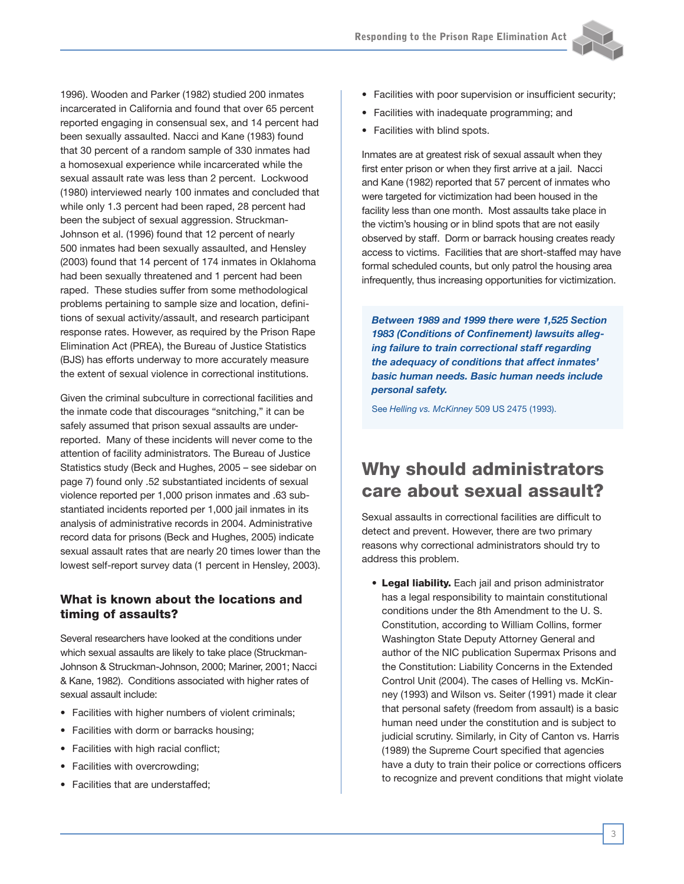1996). Wooden and Parker (1982) studied 200 inmates incarcerated in California and found that over 65 percent reported engaging in consensual sex, and 14 percent had been sexually assaulted. Nacci and Kane (1983) found that 30 percent of a random sample of 330 inmates had a homosexual experience while incarcerated while the sexual assault rate was less than 2 percent. Lockwood (1980) interviewed nearly 100 inmates and concluded that while only 1.3 percent had been raped, 28 percent had been the subject of sexual aggression. Struckman-Johnson et al. (1996) found that 12 percent of nearly 500 inmates had been sexually assaulted, and Hensley (2003) found that 14 percent of 174 inmates in Oklahoma had been sexually threatened and 1 percent had been raped. These studies suffer from some methodological problems pertaining to sample size and location, definitions of sexual activity/assault, and research participant response rates. However, as required by the Prison Rape Elimination Act (PREA), the Bureau of Justice Statistics (BJS) has efforts underway to more accurately measure the extent of sexual violence in correctional institutions.

Given the criminal subculture in correctional facilities and the inmate code that discourages "snitching," it can be safely assumed that prison sexual assaults are underreported. Many of these incidents will never come to the attention of facility administrators. The Bureau of Justice Statistics study (Beck and Hughes, 2005 – see sidebar on page 7) found only .52 substantiated incidents of sexual violence reported per 1,000 prison inmates and .63 substantiated incidents reported per 1,000 jail inmates in its analysis of administrative records in 2004. Administrative record data for prisons (Beck and Hughes, 2005) indicate sexual assault rates that are nearly 20 times lower than the lowest self-report survey data (1 percent in Hensley, 2003).

### What is known about the locations and timing of assaults?

Several researchers have looked at the conditions under which sexual assaults are likely to take place (Struckman-Johnson & Struckman-Johnson, 2000; Mariner, 2001; Nacci & Kane, 1982). Conditions associated with higher rates of sexual assault include:

- Facilities with higher numbers of violent criminals;
- Facilities with dorm or barracks housing;
- Facilities with high racial conflict;
- Facilities with overcrowding;
- Facilities that are understaffed;
- Facilities with poor supervision or insufficient security;
- Facilities with inadequate programming; and
- Facilities with blind spots.

Inmates are at greatest risk of sexual assault when they first enter prison or when they first arrive at a jail. Nacci and Kane (1982) reported that 57 percent of inmates who were targeted for victimization had been housed in the facility less than one month. Most assaults take place in the victim's housing or in blind spots that are not easily observed by staff. Dorm or barrack housing creates ready access to victims. Facilities that are short-staffed may have formal scheduled counts, but only patrol the housing area infrequently, thus increasing opportunities for victimization.

> ***Between 1989 and 1999 there were 1,525 Section 1983 (Conditions of Confinement) lawsuits alleging failure to train correctional staff regarding the adequacy of conditions that affect inmates' basic human needs. Basic human needs include personal safety.***
>
> See *Helling vs. McKinney* 509 US 2475 (1993).

## Why should administrators care about sexual assault?

Sexual assaults in correctional facilities are difficult to detect and prevent. However, there are two primary reasons why correctional administrators should try to address this problem.

- **Legal liability.** Each jail and prison administrator has a legal responsibility to maintain constitutional conditions under the 8th Amendment to the U. S. Constitution, according to William Collins, former Washington State Deputy Attorney General and author of the NIC publication Supermax Prisons and the Constitution: Liability Concerns in the Extended Control Unit (2004). The cases of Helling vs. McKinney (1993) and Wilson vs. Seiter (1991) made it clear that personal safety (freedom from assault) is a basic human need under the constitution and is subject to judicial scrutiny. Similarly, in City of Canton vs. Harris (1989) the Supreme Court specified that agencies have a duty to train their police or corrections officers to recognize and prevent conditions that might violate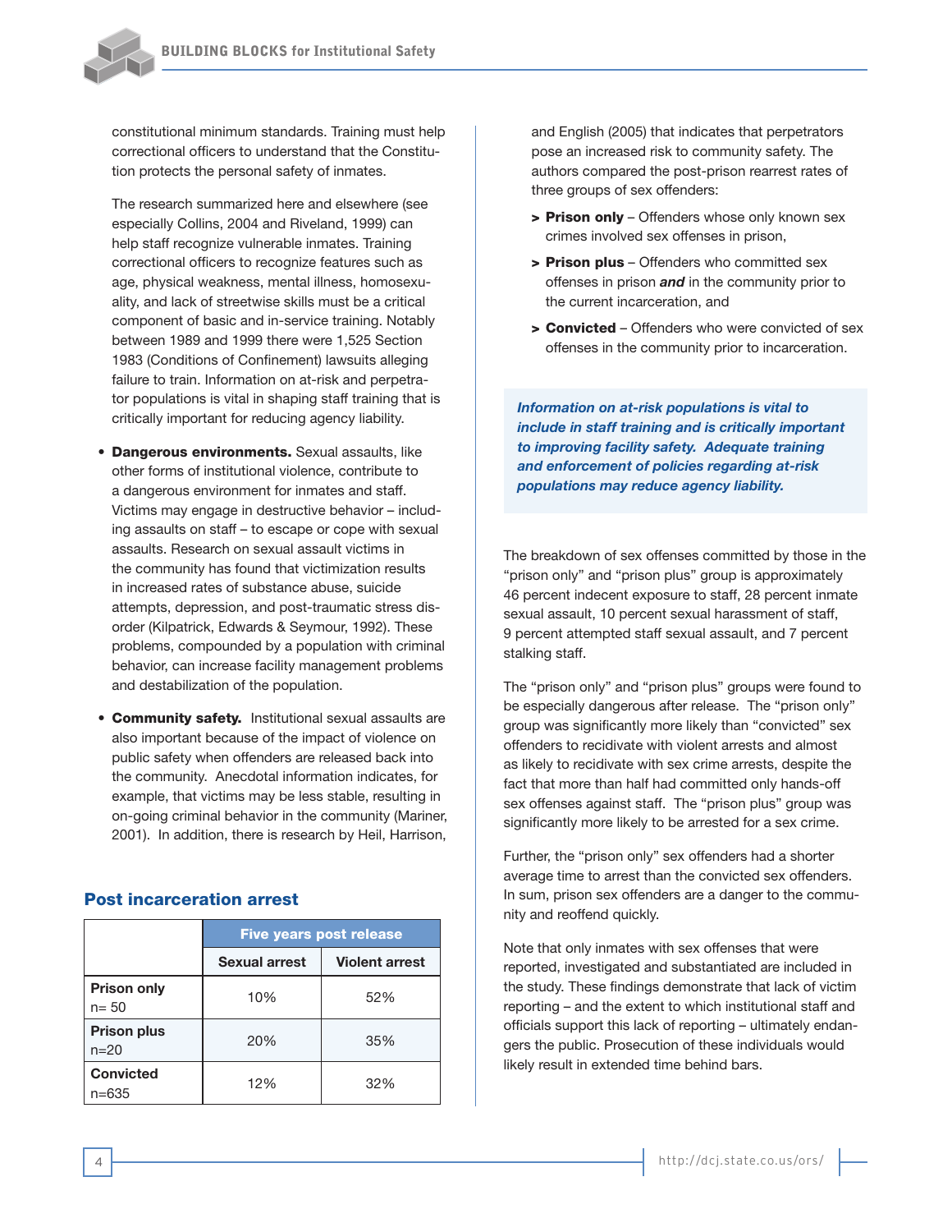constitutional minimum standards. Training must help correctional officers to understand that the Constitution protects the personal safety of inmates.

The research summarized here and elsewhere (see especially Collins, 2004 and Riveland, 1999) can help staff recognize vulnerable inmates. Training correctional officers to recognize features such as age, physical weakness, mental illness, homosexuality, and lack of streetwise skills must be a critical component of basic and in-service training. Notably between 1989 and 1999 there were 1,525 Section 1983 (Conditions of Confinement) lawsuits alleging failure to train. Information on at-risk and perpetrator populations is vital in shaping staff training that is critically important for reducing agency liability.

- **Dangerous environments.** Sexual assaults, like other forms of institutional violence, contribute to a dangerous environment for inmates and staff. Victims may engage in destructive behavior – including assaults on staff – to escape or cope with sexual assaults. Research on sexual assault victims in the community has found that victimization results in increased rates of substance abuse, suicide attempts, depression, and post-traumatic stress disorder (Kilpatrick, Edwards & Seymour, 1992). These problems, compounded by a population with criminal behavior, can increase facility management problems and destabilization of the population.

- **Community safety.** Institutional sexual assaults are also important because of the impact of violence on public safety when offenders are released back into the community. Anecdotal information indicates, for example, that victims may be less stable, resulting in on-going criminal behavior in the community (Mariner, 2001). In addition, there is research by Heil, Harrison, and English (2005) that indicates that perpetrators pose an increased risk to community safety. The authors compared the post-prison rearrest rates of three groups of sex offenders:

  > **Prison only** – Offenders whose only known sex crimes involved sex offenses in prison,

  > **Prison plus** – Offenders who committed sex offenses in prison ***and*** in the community prior to the current incarceration, and

  > **Convicted** – Offenders who were convicted of sex offenses in the community prior to incarceration.

***Information on at-risk populations is vital to include in staff training and is critically important to improving facility safety. Adequate training and enforcement of policies regarding at-risk populations may reduce agency liability.***

The breakdown of sex offenses committed by those in the "prison only" and "prison plus" group is approximately 46 percent indecent exposure to staff, 28 percent inmate sexual assault, 10 percent sexual harassment of staff, 9 percent attempted staff sexual assault, and 7 percent stalking staff.

The "prison only" and "prison plus" groups were found to be especially dangerous after release. The "prison only" group was significantly more likely than "convicted" sex offenders to recidivate with violent arrests and almost as likely to recidivate with sex crime arrests, despite the fact that more than half had committed only hands-off sex offenses against staff. The "prison plus" group was significantly more likely to be arrested for a sex crime.

Further, the "prison only" sex offenders had a shorter average time to arrest than the convicted sex offenders. In sum, prison sex offenders are a danger to the community and reoffend quickly.

Note that only inmates with sex offenses that were reported, investigated and substantiated are included in the study. These findings demonstrate that lack of victim reporting – and the extent to which institutional staff and officials support this lack of reporting – ultimately endangers the public. Prosecution of these individuals would likely result in extended time behind bars.

## Post incarceration arrest

| | Five years post release | |
|---|---|---|
| | Sexual arrest | Violent arrest |
| **Prison only** n= 50 | 10% | 52% |
| **Prison plus** n=20 | 20% | 35% |
| **Convicted** n=635 | 12% | 32% |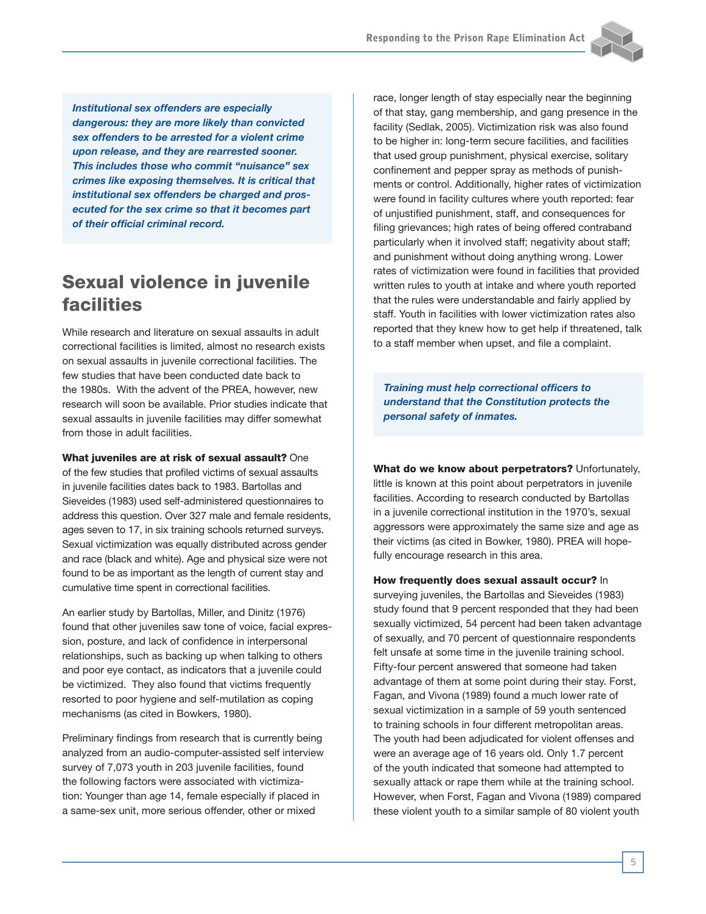*Institutional sex offenders are especially dangerous: they are more likely than convicted sex offenders to be arrested for a violent crime upon release, and they are rearrested sooner. This includes those who commit "nuisance" sex crimes like exposing themselves. It is critical that institutional sex offenders be charged and prosecuted for the sex crime so that it becomes part of their official criminal record.*

## Sexual violence in juvenile facilities

While research and literature on sexual assaults in adult correctional facilities is limited, almost no research exists on sexual assaults in juvenile correctional facilities. The few studies that have been conducted date back to the 1980s. With the advent of the PREA, however, new research will soon be available. Prior studies indicate that sexual assaults in juvenile facilities may differ somewhat from those in adult facilities.

**What juveniles are at risk of sexual assault?** One of the few studies that profiled victims of sexual assaults in juvenile facilities dates back to 1983. Bartollas and Sieveides (1983) used self-administered questionnaires to address this question. Over 327 male and female residents, ages seven to 17, in six training schools returned surveys. Sexual victimization was equally distributed across gender and race (black and white). Age and physical size were not found to be as important as the length of current stay and cumulative time spent in correctional facilities.

An earlier study by Bartollas, Miller, and Dinitz (1976) found that other juveniles saw tone of voice, facial expression, posture, and lack of confidence in interpersonal relationships, such as backing up when talking to others and poor eye contact, as indicators that a juvenile could be victimized. They also found that victims frequently resorted to poor hygiene and self-mutilation as coping mechanisms (as cited in Bowkers, 1980).

Preliminary findings from research that is currently being analyzed from an audio-computer-assisted self interview survey of 7,073 youth in 203 juvenile facilities, found the following factors were associated with victimization: Younger than age 14, female especially if placed in a same-sex unit, more serious offender, other or mixed race, longer length of stay especially near the beginning of that stay, gang membership, and gang presence in the facility (Sedlak, 2005). Victimization risk was also found to be higher in: long-term secure facilities, and facilities that used group punishment, physical exercise, solitary confinement and pepper spray as methods of punishments or control. Additionally, higher rates of victimization were found in facility cultures where youth reported: fear of unjustified punishment, staff, and consequences for filing grievances; high rates of being offered contraband particularly when it involved staff; negativity about staff; and punishment without doing anything wrong. Lower rates of victimization were found in facilities that provided written rules to youth at intake and where youth reported that the rules were understandable and fairly applied by staff. Youth in facilities with lower victimization rates also reported that they knew how to get help if threatened, talk to a staff member when upset, and file a complaint.

*Training must help correctional officers to understand that the Constitution protects the personal safety of inmates.*

**What do we know about perpetrators?** Unfortunately, little is known at this point about perpetrators in juvenile facilities. According to research conducted by Bartollas in a juvenile correctional institution in the 1970's, sexual aggressors were approximately the same size and age as their victims (as cited in Bowker, 1980). PREA will hopefully encourage research in this area.

**How frequently does sexual assault occur?** In surveying juveniles, the Bartollas and Sieveides (1983) study found that 9 percent responded that they had been sexually victimized, 54 percent had been taken advantage of sexually, and 70 percent of questionnaire respondents felt unsafe at some time in the juvenile training school. Fifty-four percent answered that someone had taken advantage of them at some point during their stay. Forst, Fagan, and Vivona (1989) found a much lower rate of sexual victimization in a sample of 59 youth sentenced to training schools in four different metropolitan areas. The youth had been adjudicated for violent offenses and were an average age of 16 years old. Only 1.7 percent of the youth indicated that someone had attempted to sexually attack or rape them while at the training school. However, when Forst, Fagan and Vivona (1989) compared these violent youth to a similar sample of 80 violent youth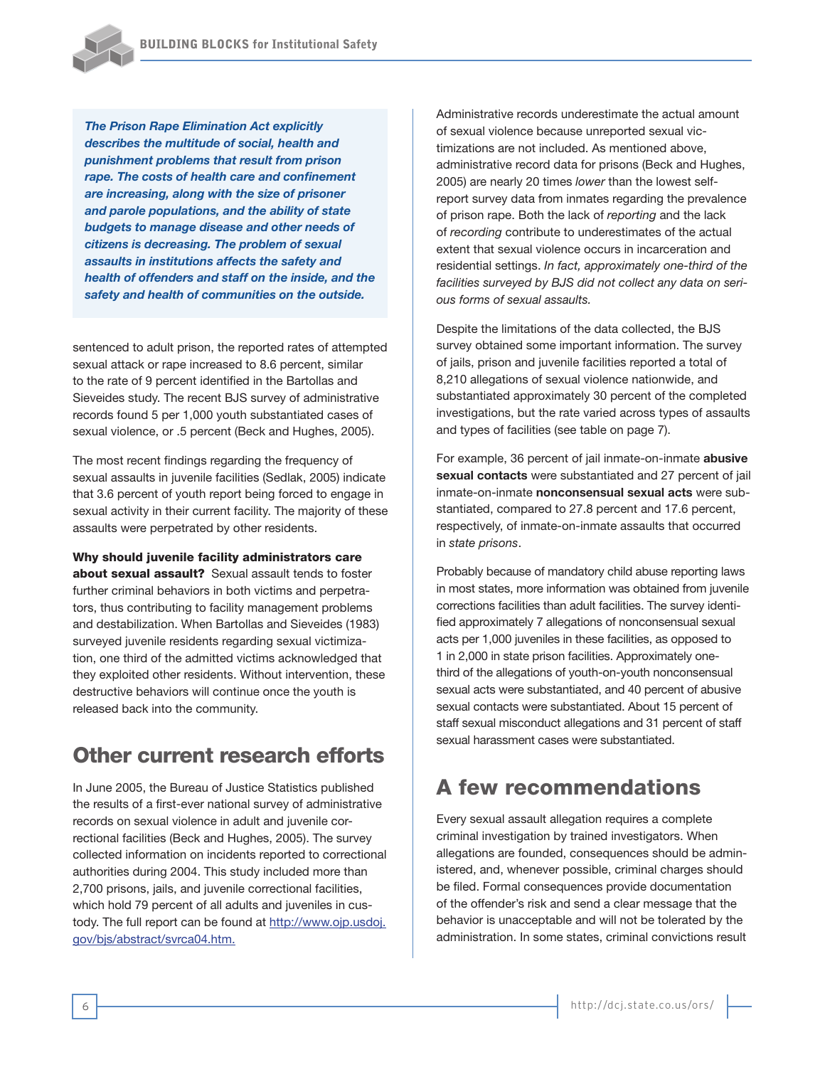*The Prison Rape Elimination Act explicitly describes the multitude of social, health and punishment problems that result from prison rape. The costs of health care and confinement are increasing, along with the size of prisoner and parole populations, and the ability of state budgets to manage disease and other needs of citizens is decreasing. The problem of sexual assaults in institutions affects the safety and health of offenders and staff on the inside, and the safety and health of communities on the outside.*

sentenced to adult prison, the reported rates of attempted sexual attack or rape increased to 8.6 percent, similar to the rate of 9 percent identified in the Bartollas and Sieveides study. The recent BJS survey of administrative records found 5 per 1,000 youth substantiated cases of sexual violence, or .5 percent (Beck and Hughes, 2005).

The most recent findings regarding the frequency of sexual assaults in juvenile facilities (Sedlak, 2005) indicate that 3.6 percent of youth report being forced to engage in sexual activity in their current facility. The majority of these assaults were perpetrated by other residents.

**Why should juvenile facility administrators care about sexual assault?** Sexual assault tends to foster further criminal behaviors in both victims and perpetrators, thus contributing to facility management problems and destabilization. When Bartollas and Sieveides (1983) surveyed juvenile residents regarding sexual victimization, one third of the admitted victims acknowledged that they exploited other residents. Without intervention, these destructive behaviors will continue once the youth is released back into the community.

## Other current research efforts

In June 2005, the Bureau of Justice Statistics published the results of a first-ever national survey of administrative records on sexual violence in adult and juvenile correctional facilities (Beck and Hughes, 2005). The survey collected information on incidents reported to correctional authorities during 2004. This study included more than 2,700 prisons, jails, and juvenile correctional facilities, which hold 79 percent of all adults and juveniles in custody. The full report can be found at [http://www.ojp.usdoj.gov/bjs/abstract/svrca04.htm.](http://www.ojp.usdoj.gov/bjs/abstract/svrca04.htm)

Administrative records underestimate the actual amount of sexual violence because unreported sexual victimizations are not included. As mentioned above, administrative record data for prisons (Beck and Hughes, 2005) are nearly 20 times *lower* than the lowest self-report survey data from inmates regarding the prevalence of prison rape. Both the lack of *reporting* and the lack of *recording* contribute to underestimates of the actual extent that sexual violence occurs in incarceration and residential settings. *In fact, approximately one-third of the facilities surveyed by BJS did not collect any data on serious forms of sexual assaults.*

Despite the limitations of the data collected, the BJS survey obtained some important information. The survey of jails, prison and juvenile facilities reported a total of 8,210 allegations of sexual violence nationwide, and substantiated approximately 30 percent of the completed investigations, but the rate varied across types of assaults and types of facilities (see table on page 7).

For example, 36 percent of jail inmate-on-inmate **abusive sexual contacts** were substantiated and 27 percent of jail inmate-on-inmate **nonconsensual sexual acts** were substantiated, compared to 27.8 percent and 17.6 percent, respectively, of inmate-on-inmate assaults that occurred in *state prisons*.

Probably because of mandatory child abuse reporting laws in most states, more information was obtained from juvenile corrections facilities than adult facilities. The survey identified approximately 7 allegations of nonconsensual sexual acts per 1,000 juveniles in these facilities, as opposed to 1 in 2,000 in state prison facilities. Approximately one-third of the allegations of youth-on-youth nonconsensual sexual acts were substantiated, and 40 percent of abusive sexual contacts were substantiated. About 15 percent of staff sexual misconduct allegations and 31 percent of staff sexual harassment cases were substantiated.

## A few recommendations

Every sexual assault allegation requires a complete criminal investigation by trained investigators. When allegations are founded, consequences should be administered, and, whenever possible, criminal charges should be filed. Formal consequences provide documentation of the offender's risk and send a clear message that the behavior is unacceptable and will not be tolerated by the administration. In some states, criminal convictions result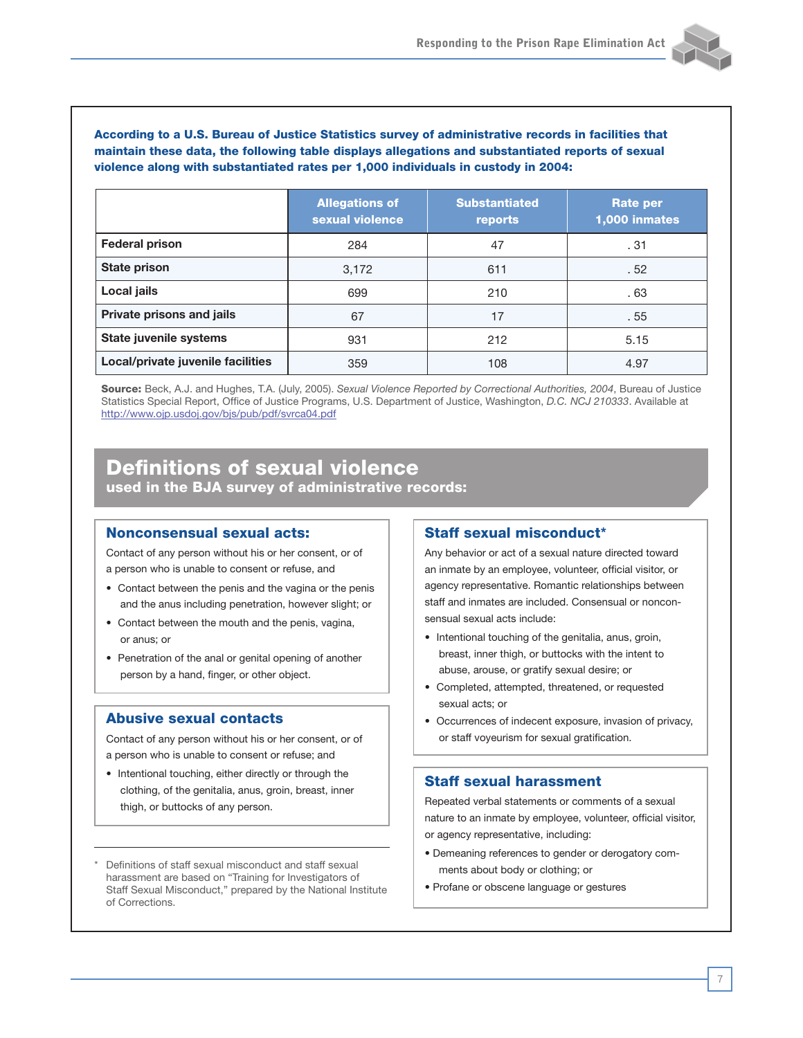**According to a U.S. Bureau of Justice Statistics survey of administrative records in facilities that maintain these data, the following table displays allegations and substantiated reports of sexual violence along with substantiated rates per 1,000 individuals in custody in 2004:**

| | Allegations of sexual violence | Substantiated reports | Rate per 1,000 inmates |
|---|---|---|---|
| **Federal prison** | 284 | 47 | . 31 |
| **State prison** | 3,172 | 611 | . 52 |
| **Local jails** | 699 | 210 | . 63 |
| **Private prisons and jails** | 67 | 17 | . 55 |
| **State juvenile systems** | 931 | 212 | 5.15 |
| **Local/private juvenile facilities** | 359 | 108 | 4.97 |

**Source:** Beck, A.J. and Hughes, T.A. (July, 2005). *Sexual Violence Reported by Correctional Authorities, 2004*, Bureau of Justice Statistics Special Report, Office of Justice Programs, U.S. Department of Justice, Washington, *D.C. NCJ 210333*. Available at http://www.ojp.usdoj.gov/bjs/pub/pdf/svrca04.pdf

## Definitions of sexual violence
### used in the BJA survey of administrative records:

### Nonconsensual sexual acts:

Contact of any person without his or her consent, or of a person who is unable to consent or refuse, and

- Contact between the penis and the vagina or the penis and the anus including penetration, however slight; or
- Contact between the mouth and the penis, vagina, or anus; or
- Penetration of the anal or genital opening of another person by a hand, finger, or other object.

### Abusive sexual contacts

Contact of any person without his or her consent, or of a person who is unable to consent or refuse; and

- Intentional touching, either directly or through the clothing, of the genitalia, anus, groin, breast, inner thigh, or buttocks of any person.

### Staff sexual misconduct*

Any behavior or act of a sexual nature directed toward an inmate by an employee, volunteer, official visitor, or agency representative. Romantic relationships between staff and inmates are included. Consensual or nonconsensual sexual acts include:

- Intentional touching of the genitalia, anus, groin, breast, inner thigh, or buttocks with the intent to abuse, arouse, or gratify sexual desire; or
- Completed, attempted, threatened, or requested sexual acts; or
- Occurrences of indecent exposure, invasion of privacy, or staff voyeurism for sexual gratification.

### Staff sexual harassment

Repeated verbal statements or comments of a sexual nature to an inmate by employee, volunteer, official visitor, or agency representative, including:

- Demeaning references to gender or derogatory comments about body or clothing; or
- Profane or obscene language or gestures

\* Definitions of staff sexual misconduct and staff sexual harassment are based on "Training for Investigators of Staff Sexual Misconduct," prepared by the National Institute of Corrections.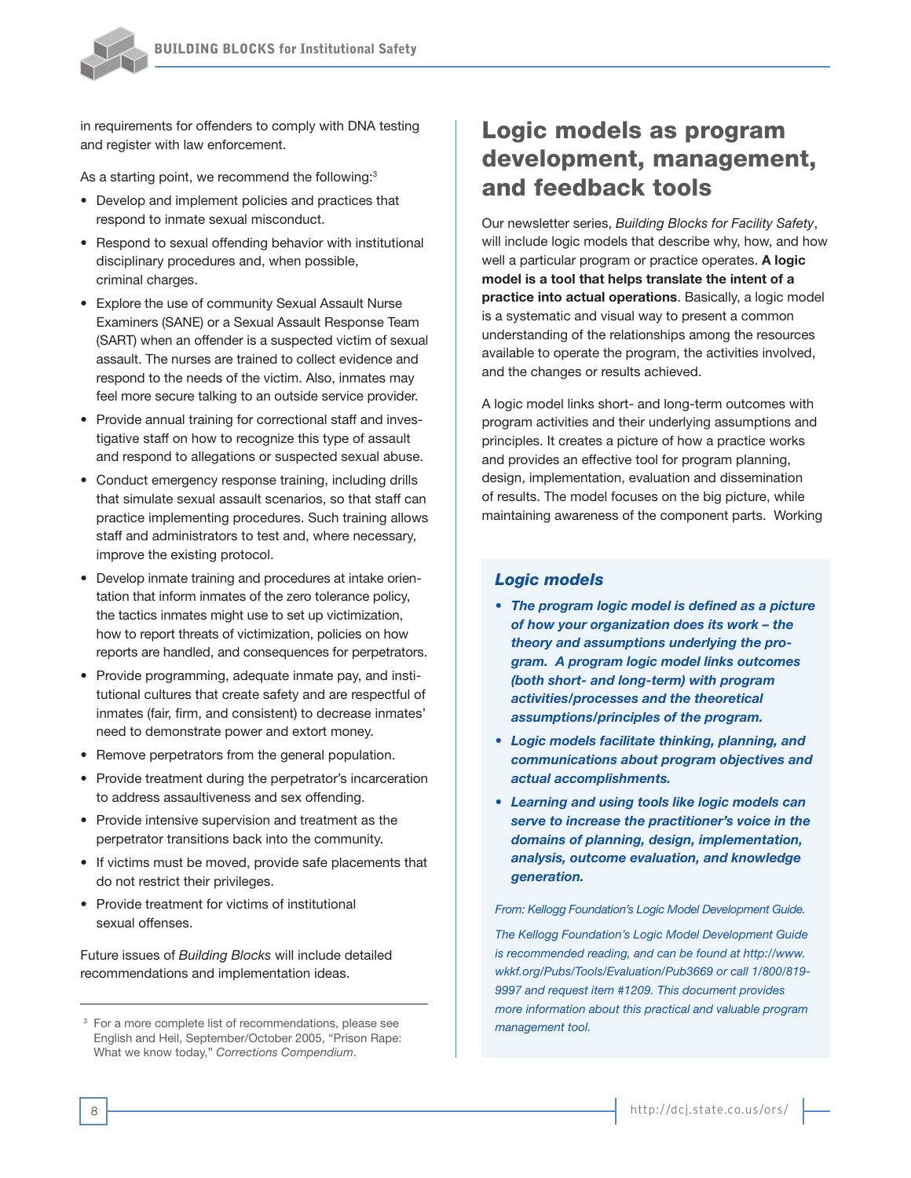in requirements for offenders to comply with DNA testing and register with law enforcement.

As a starting point, we recommend the following:[3]

- Develop and implement policies and practices that respond to inmate sexual misconduct.
- Respond to sexual offending behavior with institutional disciplinary procedures and, when possible, criminal charges.
- Explore the use of community Sexual Assault Nurse Examiners (SANE) or a Sexual Assault Response Team (SART) when an offender is a suspected victim of sexual assault. The nurses are trained to collect evidence and respond to the needs of the victim. Also, inmates may feel more secure talking to an outside service provider.
- Provide annual training for correctional staff and investigative staff on how to recognize this type of assault and respond to allegations or suspected sexual abuse.
- Conduct emergency response training, including drills that simulate sexual assault scenarios, so that staff can practice implementing procedures. Such training allows staff and administrators to test and, where necessary, improve the existing protocol.
- Develop inmate training and procedures at intake orientation that inform inmates of the zero tolerance policy, the tactics inmates might use to set up victimization, how to report threats of victimization, policies on how reports are handled, and consequences for perpetrators.
- Provide programming, adequate inmate pay, and institutional cultures that create safety and are respectful of inmates (fair, firm, and consistent) to decrease inmates' need to demonstrate power and extort money.
- Remove perpetrators from the general population.
- Provide treatment during the perpetrator's incarceration to address assaultiveness and sex offending.
- Provide intensive supervision and treatment as the perpetrator transitions back into the community.
- If victims must be moved, provide safe placements that do not restrict their privileges.
- Provide treatment for victims of institutional sexual offenses.

Future issues of *Building Blocks* will include detailed recommendations and implementation ideas.

[3] For a more complete list of recommendations, please see English and Heil, September/October 2005, "Prison Rape: What we know today," *Corrections Compendium*.

## Logic models as program development, management, and feedback tools

Our newsletter series, *Building Blocks for Facility Safety*, will include logic models that describe why, how, and how well a particular program or practice operates. **A logic model is a tool that helps translate the intent of a practice into actual operations**. Basically, a logic model is a systematic and visual way to present a common understanding of the relationships among the resources available to operate the program, the activities involved, and the changes or results achieved.

A logic model links short- and long-term outcomes with program activities and their underlying assumptions and principles. It creates a picture of how a practice works and provides an effective tool for program planning, design, implementation, evaluation and dissemination of results. The model focuses on the big picture, while maintaining awareness of the component parts. Working

### *Logic models*

- ***The program logic model is defined as a picture of how your organization does its work – the theory and assumptions underlying the program. A program logic model links outcomes (both short- and long-term) with program activities/processes and the theoretical assumptions/principles of the program.***
- ***Logic models facilitate thinking, planning, and communications about program objectives and actual accomplishments.***
- ***Learning and using tools like logic models can serve to increase the practitioner's voice in the domains of planning, design, implementation, analysis, outcome evaluation, and knowledge generation.***

*From: Kellogg Foundation's Logic Model Development Guide.*

*The Kellogg Foundation's Logic Model Development Guide is recommended reading, and can be found at http://www.wkkf.org/Pubs/Tools/Evaluation/Pub3669 or call 1/800/819-9997 and request item #1209. This document provides more information about this practical and valuable program management tool.*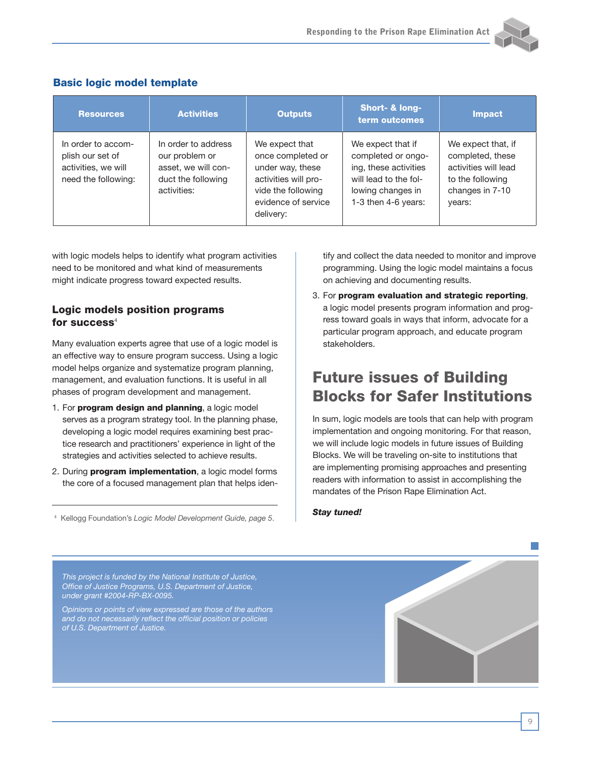### Basic logic model template

| Resources | Activities | Outputs | Short- & long-term outcomes | Impact |
|---|---|---|---|---|
| In order to accomplish our set of activities, we will need the following: | In order to address our problem or asset, we will conduct the following activities: | We expect that once completed or under way, these activities will provide the following evidence of service delivery: | We expect that if completed or ongoing, these activities will lead to the following changes in 1-3 then 4-6 years: | We expect that, if completed, these activities will lead to the following changes in 7-10 years: |

with logic models helps to identify what program activities need to be monitored and what kind of measurements might indicate progress toward expected results.

### Logic models position programs for success[4]

Many evaluation experts agree that use of a logic model is an effective way to ensure program success. Using a logic model helps organize and systematize program planning, management, and evaluation functions. It is useful in all phases of program development and management.

1. For **program design and planning**, a logic model serves as a program strategy tool. In the planning phase, developing a logic model requires examining best practice research and practitioners' experience in light of the strategies and activities selected to achieve results.
2. During **program implementation**, a logic model forms the core of a focused management plan that helps identify and collect the data needed to monitor and improve programming. Using the logic model maintains a focus on achieving and documenting results.
3. For **program evaluation and strategic reporting**, a logic model presents program information and progress toward goals in ways that inform, advocate for a particular program approach, and educate program stakeholders.

[4] Kellogg Foundation's *Logic Model Development Guide, page 5*.

## Future issues of Building Blocks for Safer Institutions

In sum, logic models are tools that can help with program implementation and ongoing monitoring. For that reason, we will include logic models in future issues of Building Blocks. We will be traveling on-site to institutions that are implementing promising approaches and presenting readers with information to assist in accomplishing the mandates of the Prison Rape Elimination Act.

***Stay tuned!***

*This project is funded by the National Institute of Justice, Office of Justice Programs, U.S. Department of Justice, under grant #2004-RP-BX-0095.*

*Opinions or points of view expressed are those of the authors and do not necessarily reflect the official position or policies of U.S. Department of Justice.*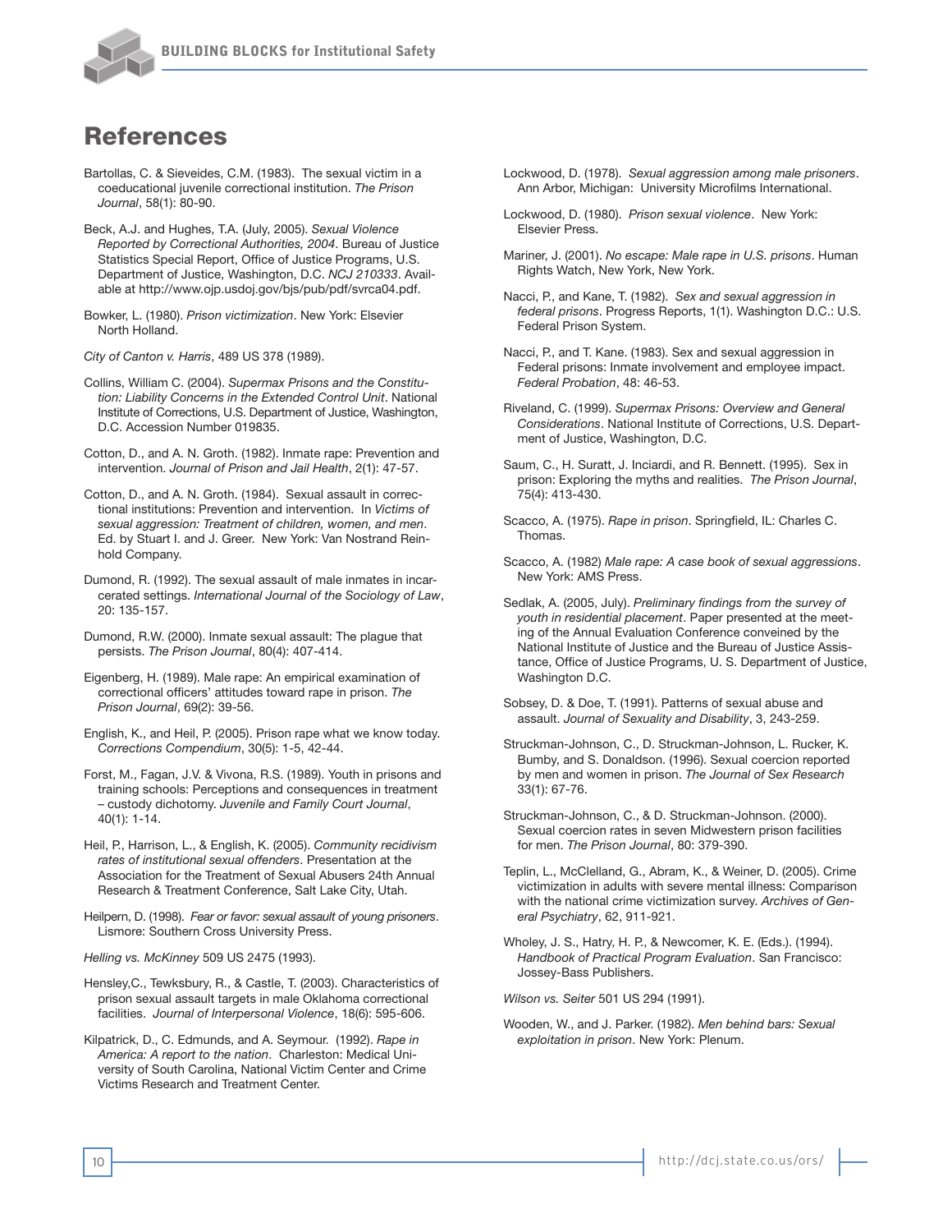# References

Bartollas, C. & Sieveides, C.M. (1983). The sexual victim in a coeducational juvenile correctional institution. *The Prison Journal*, 58(1): 80-90.

Beck, A.J. and Hughes, T.A. (July, 2005). *Sexual Violence Reported by Correctional Authorities, 2004*. Bureau of Justice Statistics Special Report, Office of Justice Programs, U.S. Department of Justice, Washington, D.C. *NCJ 210333*. Available at http://www.ojp.usdoj.gov/bjs/pub/pdf/svrca04.pdf.

Bowker, L. (1980). *Prison victimization*. New York: Elsevier North Holland.

*City of Canton v. Harris*, 489 US 378 (1989).

Collins, William C. (2004). *Supermax Prisons and the Constitution: Liability Concerns in the Extended Control Unit*. National Institute of Corrections, U.S. Department of Justice, Washington, D.C. Accession Number 019835.

Cotton, D., and A. N. Groth. (1982). Inmate rape: Prevention and intervention. *Journal of Prison and Jail Health*, 2(1): 47-57.

Cotton, D., and A. N. Groth. (1984). Sexual assault in correctional institutions: Prevention and intervention. In *Victims of sexual aggression: Treatment of children, women, and men*. Ed. by Stuart I. and J. Greer. New York: Van Nostrand Reinhold Company.

Dumond, R. (1992). The sexual assault of male inmates in incarcerated settings. *International Journal of the Sociology of Law*, 20: 135-157.

Dumond, R.W. (2000). Inmate sexual assault: The plague that persists. *The Prison Journal*, 80(4): 407-414.

Eigenberg, H. (1989). Male rape: An empirical examination of correctional officers' attitudes toward rape in prison. *The Prison Journal*, 69(2): 39-56.

English, K., and Heil, P. (2005). Prison rape what we know today. *Corrections Compendium*, 30(5): 1-5, 42-44.

Forst, M., Fagan, J.V. & Vivona, R.S. (1989). Youth in prisons and training schools: Perceptions and consequences in treatment – custody dichotomy. *Juvenile and Family Court Journal*, 40(1): 1-14.

Heil, P., Harrison, L., & English, K. (2005). *Community recidivism rates of institutional sexual offenders*. Presentation at the Association for the Treatment of Sexual Abusers 24th Annual Research & Treatment Conference, Salt Lake City, Utah.

Heilpern, D. (1998). *Fear or favor: sexual assault of young prisoners*. Lismore: Southern Cross University Press.

*Helling vs. McKinney* 509 US 2475 (1993).

Hensley,C., Tewksbury, R., & Castle, T. (2003). Characteristics of prison sexual assault targets in male Oklahoma correctional facilities. *Journal of Interpersonal Violence*, 18(6): 595-606.

Kilpatrick, D., C. Edmunds, and A. Seymour. (1992). *Rape in America: A report to the nation*. Charleston: Medical University of South Carolina, National Victim Center and Crime Victims Research and Treatment Center.

Lockwood, D. (1978). *Sexual aggression among male prisoners*. Ann Arbor, Michigan: University Microfilms International.

Lockwood, D. (1980). *Prison sexual violence*. New York: Elsevier Press.

Mariner, J. (2001). *No escape: Male rape in U.S. prisons*. Human Rights Watch, New York, New York.

Nacci, P., and Kane, T. (1982). *Sex and sexual aggression in federal prisons*. Progress Reports, 1(1). Washington D.C.: U.S. Federal Prison System.

Nacci, P., and T. Kane. (1983). Sex and sexual aggression in Federal prisons: Inmate involvement and employee impact. *Federal Probation*, 48: 46-53.

Riveland, C. (1999). *Supermax Prisons: Overview and General Considerations*. National Institute of Corrections, U.S. Department of Justice, Washington, D.C.

Saum, C., H. Suratt, J. Inciardi, and R. Bennett. (1995). Sex in prison: Exploring the myths and realities. *The Prison Journal*, 75(4): 413-430.

Scacco, A. (1975). *Rape in prison*. Springfield, IL: Charles C. Thomas.

Scacco, A. (1982) *Male rape: A case book of sexual aggressions*. New York: AMS Press.

Sedlak, A. (2005, July). *Preliminary findings from the survey of youth in residential placement*. Paper presented at the meeting of the Annual Evaluation Conference conveined by the National Institute of Justice and the Bureau of Justice Assistance, Office of Justice Programs, U. S. Department of Justice, Washington D.C.

Sobsey, D. & Doe, T. (1991). Patterns of sexual abuse and assault. *Journal of Sexuality and Disability*, 3, 243-259.

Struckman-Johnson, C., D. Struckman-Johnson, L. Rucker, K. Bumby, and S. Donaldson. (1996). Sexual coercion reported by men and women in prison. *The Journal of Sex Research* 33(1): 67-76.

Struckman-Johnson, C., & D. Struckman-Johnson. (2000). Sexual coercion rates in seven Midwestern prison facilities for men. *The Prison Journal*, 80: 379-390.

Teplin, L., McClelland, G., Abram, K., & Weiner, D. (2005). Crime victimization in adults with severe mental illness: Comparison with the national crime victimization survey. *Archives of General Psychiatry*, 62, 911-921.

Wholey, J. S., Hatry, H. P., & Newcomer, K. E. (Eds.). (1994). *Handbook of Practical Program Evaluation*. San Francisco: Jossey-Bass Publishers.

*Wilson vs. Seiter* 501 US 294 (1991).

Wooden, W., and J. Parker. (1982). *Men behind bars: Sexual exploitation in prison*. New York: Plenum.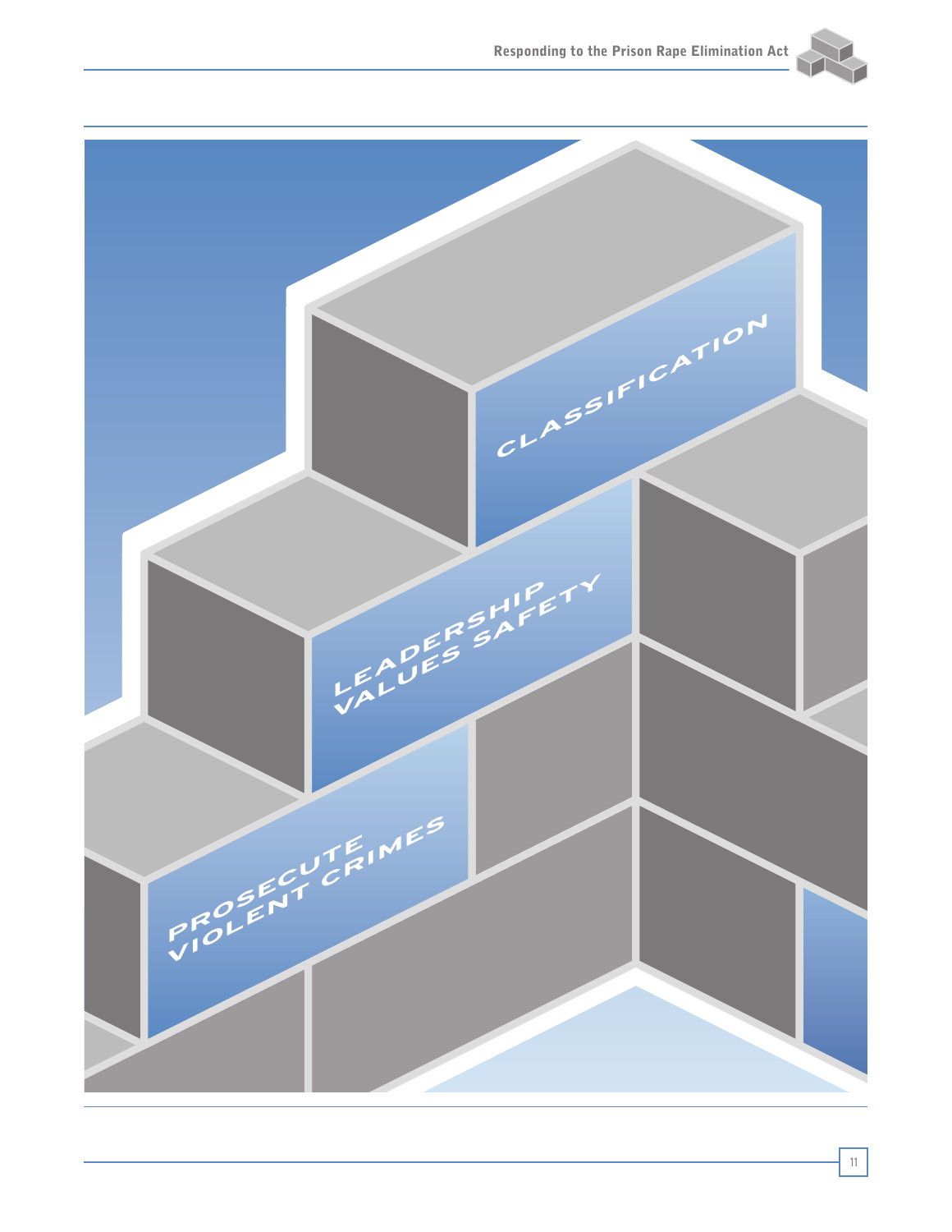CLASSIFICATION

LEADERSHIP VALUES SAFETY

PROSECUTE VIOLENT CRIMES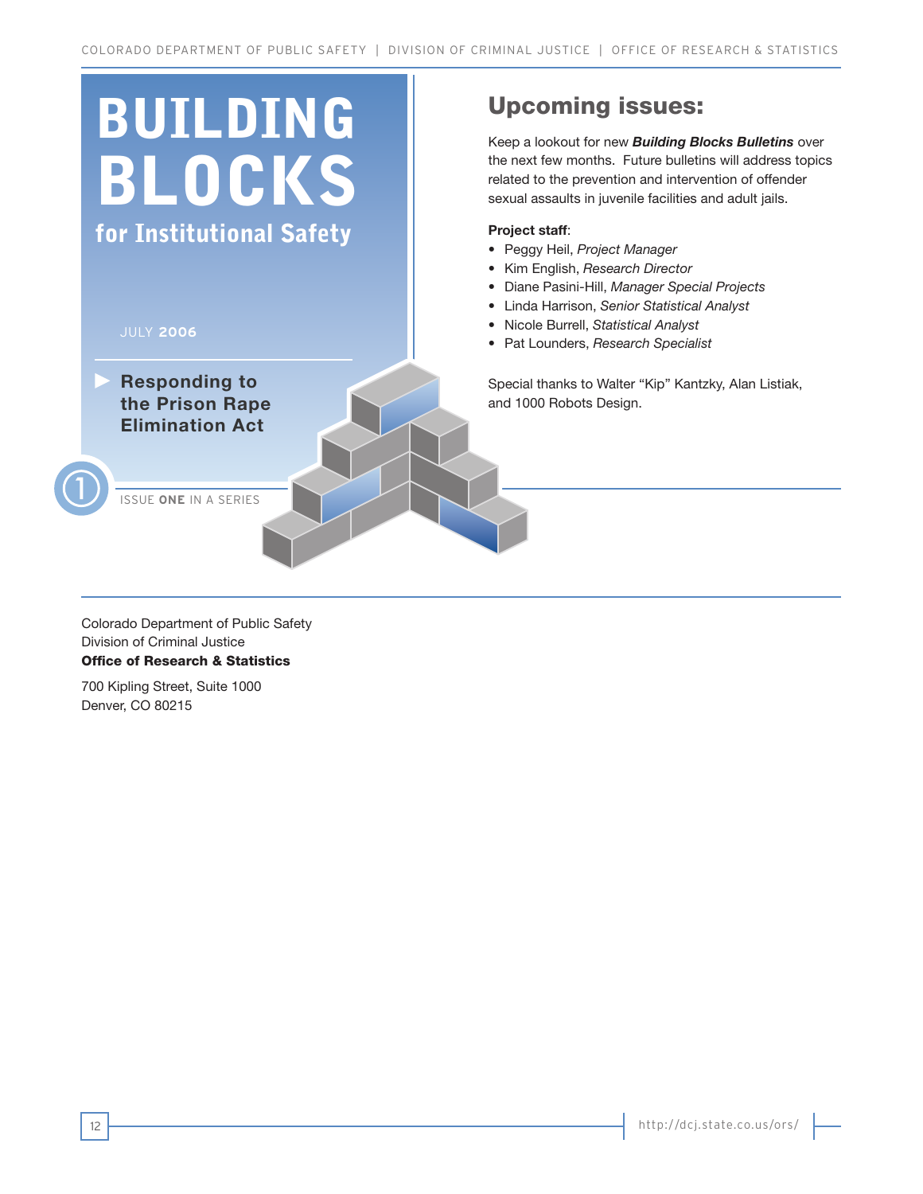# BUILDING BLOCKS

## for Institutional Safety

JULY **2006**

**Responding to the Prison Rape Elimination Act**

1

ISSUE **ONE** IN A SERIES

## Upcoming issues:

Keep a lookout for new ***Building Blocks Bulletins*** over the next few months. Future bulletins will address topics related to the prevention and intervention of offender sexual assaults in juvenile facilities and adult jails.

**Project staff**:

- Peggy Heil, *Project Manager*
- Kim English, *Research Director*
- Diane Pasini-Hill, *Manager Special Projects*
- Linda Harrison, *Senior Statistical Analyst*
- Nicole Burrell, *Statistical Analyst*
- Pat Lounders, *Research Specialist*

Special thanks to Walter "Kip" Kantzky, Alan Listiak, and 1000 Robots Design.

Colorado Department of Public Safety
Division of Criminal Justice
**Office of Research & Statistics**

700 Kipling Street, Suite 1000
Denver, CO 80215